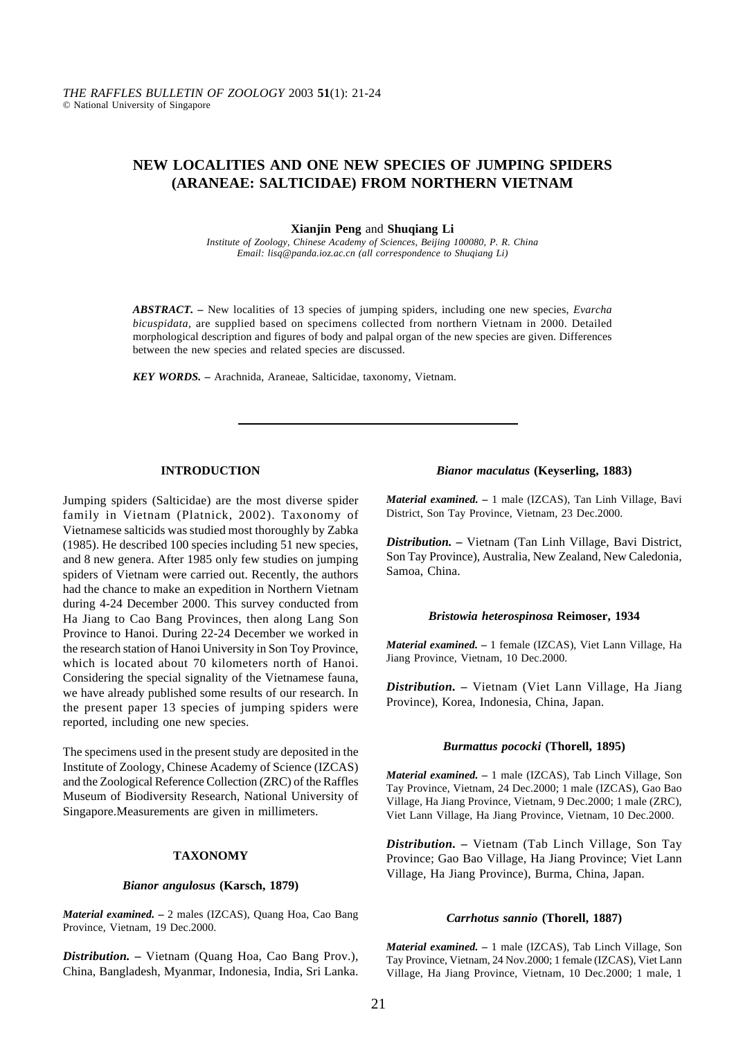# NEW LOCALITIES AND ONE NEW SPECIES OF JUMPING SPIDERS (ARANEAE: SALTICIDAE) FROM NORTHERN VIETNAM

**Xianjin Peng** and **Shuqiang Li**

*Institute of Zoology, Chinese Academy of Sciences, Beijing 100080, P. R. China*
*Email: lisq@panda.ioz.ac.cn (all correspondence to Shuqiang Li)*

***ABSTRACT. –*** New localities of 13 species of jumping spiders, including one new species, *Evarcha bicuspidata*, are supplied based on specimens collected from northern Vietnam in 2000. Detailed morphological description and figures of body and palpal organ of the new species are given. Differences between the new species and related species are discussed.

***KEY WORDS. –*** Arachnida, Araneae, Salticidae, taxonomy, Vietnam.

## INTRODUCTION

Jumping spiders (Salticidae) are the most diverse spider family in Vietnam (Platnick, 2002). Taxonomy of Vietnamese salticids was studied most thoroughly by Zabka (1985). He described 100 species including 51 new species, and 8 new genera. After 1985 only few studies on jumping spiders of Vietnam were carried out. Recently, the authors had the chance to make an expedition in Northern Vietnam during 4-24 December 2000. This survey conducted from Ha Jiang to Cao Bang Provinces, then along Lang Son Province to Hanoi. During 22-24 December we worked in the research station of Hanoi University in Son Toy Province, which is located about 70 kilometers north of Hanoi. Considering the special signality of the Vietnamese fauna, we have already published some results of our research. In the present paper 13 species of jumping spiders were reported, including one new species.

The specimens used in the present study are deposited in the Institute of Zoology, Chinese Academy of Science (IZCAS) and the Zoological Reference Collection (ZRC) of the Raffles Museum of Biodiversity Research, National University of Singapore.Measurements are given in millimeters.

## TAXONOMY

### *Bianor angulosus* (Karsch, 1879)

***Material examined. –*** 2 males (IZCAS), Quang Hoa, Cao Bang Province, Vietnam, 19 Dec.2000.

***Distribution. –*** Vietnam (Quang Hoa, Cao Bang Prov.), China, Bangladesh, Myanmar, Indonesia, India, Sri Lanka.

### *Bianor maculatus* (Keyserling, 1883)

***Material examined. –*** 1 male (IZCAS), Tan Linh Village, Bavi District, Son Tay Province, Vietnam, 23 Dec.2000.

***Distribution. –*** Vietnam (Tan Linh Village, Bavi District, Son Tay Province), Australia, New Zealand, New Caledonia, Samoa, China.

### *Bristowia heterospinosa* Reimoser, 1934

***Material examined. –*** 1 female (IZCAS), Viet Lann Village, Ha Jiang Province, Vietnam, 10 Dec.2000.

***Distribution. –*** Vietnam (Viet Lann Village, Ha Jiang Province), Korea, Indonesia, China, Japan.

### *Burmattus pococki* (Thorell, 1895)

***Material examined. –*** 1 male (IZCAS), Tab Linch Village, Son Tay Province, Vietnam, 24 Dec.2000; 1 male (IZCAS), Gao Bao Village, Ha Jiang Province, Vietnam, 9 Dec.2000; 1 male (ZRC), Viet Lann Village, Ha Jiang Province, Vietnam, 10 Dec.2000.

***Distribution. –*** Vietnam (Tab Linch Village, Son Tay Province; Gao Bao Village, Ha Jiang Province; Viet Lann Village, Ha Jiang Province), Burma, China, Japan.

### *Carrhotus sannio* (Thorell, 1887)

***Material examined. –*** 1 male (IZCAS), Tab Linch Village, Son Tay Province, Vietnam, 24 Nov.2000; 1 female (IZCAS), Viet Lann Village, Ha Jiang Province, Vietnam, 10 Dec.2000; 1 male, 1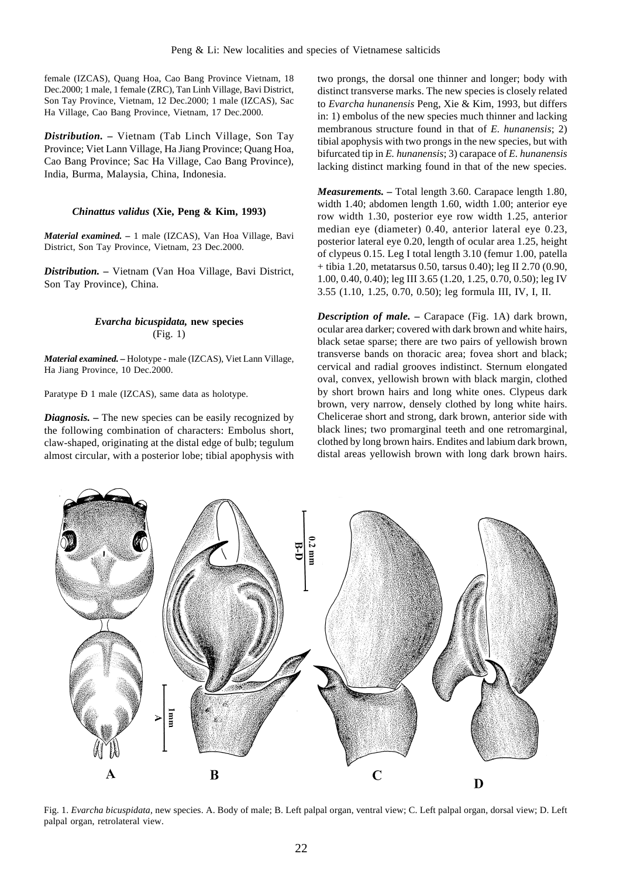female (IZCAS), Quang Hoa, Cao Bang Province Vietnam, 18 Dec.2000; 1 male, 1 female (ZRC), Tan Linh Village, Bavi District, Son Tay Province, Vietnam, 12 Dec.2000; 1 male (IZCAS), Sac Ha Village, Cao Bang Province, Vietnam, 17 Dec.2000.

***Distribution.*** **–** Vietnam (Tab Linch Village, Son Tay Province; Viet Lann Village, Ha Jiang Province; Quang Hoa, Cao Bang Province; Sac Ha Village, Cao Bang Province), India, Burma, Malaysia, China, Indonesia.

### *Chinattus validus* (Xie, Peng & Kim, 1993)

***Material examined.*** **–** 1 male (IZCAS), Van Hoa Village, Bavi District, Son Tay Province, Vietnam, 23 Dec.2000.

***Distribution.*** **–** Vietnam (Van Hoa Village, Bavi District, Son Tay Province), China.

### *Evarcha bicuspidata*, new species (Fig. 1)

***Material examined.*** **–** Holotype - male (IZCAS), Viet Lann Village, Ha Jiang Province, 10 Dec.2000.

Paratype Ð 1 male (IZCAS), same data as holotype.

***Diagnosis.*** **–** The new species can be easily recognized by the following combination of characters: Embolus short, claw-shaped, originating at the distal edge of bulb; tegulum almost circular, with a posterior lobe; tibial apophysis with two prongs, the dorsal one thinner and longer; body with distinct transverse marks. The new species is closely related to *Evarcha hunanensis* Peng, Xie & Kim, 1993, but differs in: 1) embolus of the new species much thinner and lacking membranous structure found in that of *E. hunanensis*; 2) tibial apophysis with two prongs in the new species, but with bifurcated tip in *E. hunanensis*; 3) carapace of *E. hunanensis* lacking distinct marking found in that of the new species.

***Measurements.*** **–** Total length 3.60. Carapace length 1.80, width 1.40; abdomen length 1.60, width 1.00; anterior eye row width 1.30, posterior eye row width 1.25, anterior median eye (diameter) 0.40, anterior lateral eye 0.23, posterior lateral eye 0.20, length of ocular area 1.25, height of clypeus 0.15. Leg I total length 3.10 (femur 1.00, patella + tibia 1.20, metatarsus 0.50, tarsus 0.40); leg II 2.70 (0.90, 1.00, 0.40, 0.40); leg III 3.65 (1.20, 1.25, 0.70, 0.50); leg IV 3.55 (1.10, 1.25, 0.70, 0.50); leg formula III, IV, I, II.

***Description of male.*** **–** Carapace (Fig. 1A) dark brown, ocular area darker; covered with dark brown and white hairs, black setae sparse; there are two pairs of yellowish brown transverse bands on thoracic area; fovea short and black; cervical and radial grooves indistinct. Sternum elongated oval, convex, yellowish brown with black margin, clothed by short brown hairs and long white ones. Clypeus dark brown, very narrow, densely clothed by long white hairs. Chelicerae short and strong, dark brown, anterior side with black lines; two promarginal teeth and one retromarginal, clothed by long brown hairs. Endites and labium dark brown, distal areas yellowish brown with long dark brown hairs.

Fig. 1. *Evarcha bicuspidata*, new species. A. Body of male; B. Left palpal organ, ventral view; C. Left palpal organ, dorsal view; D. Left palpal organ, retrolateral view.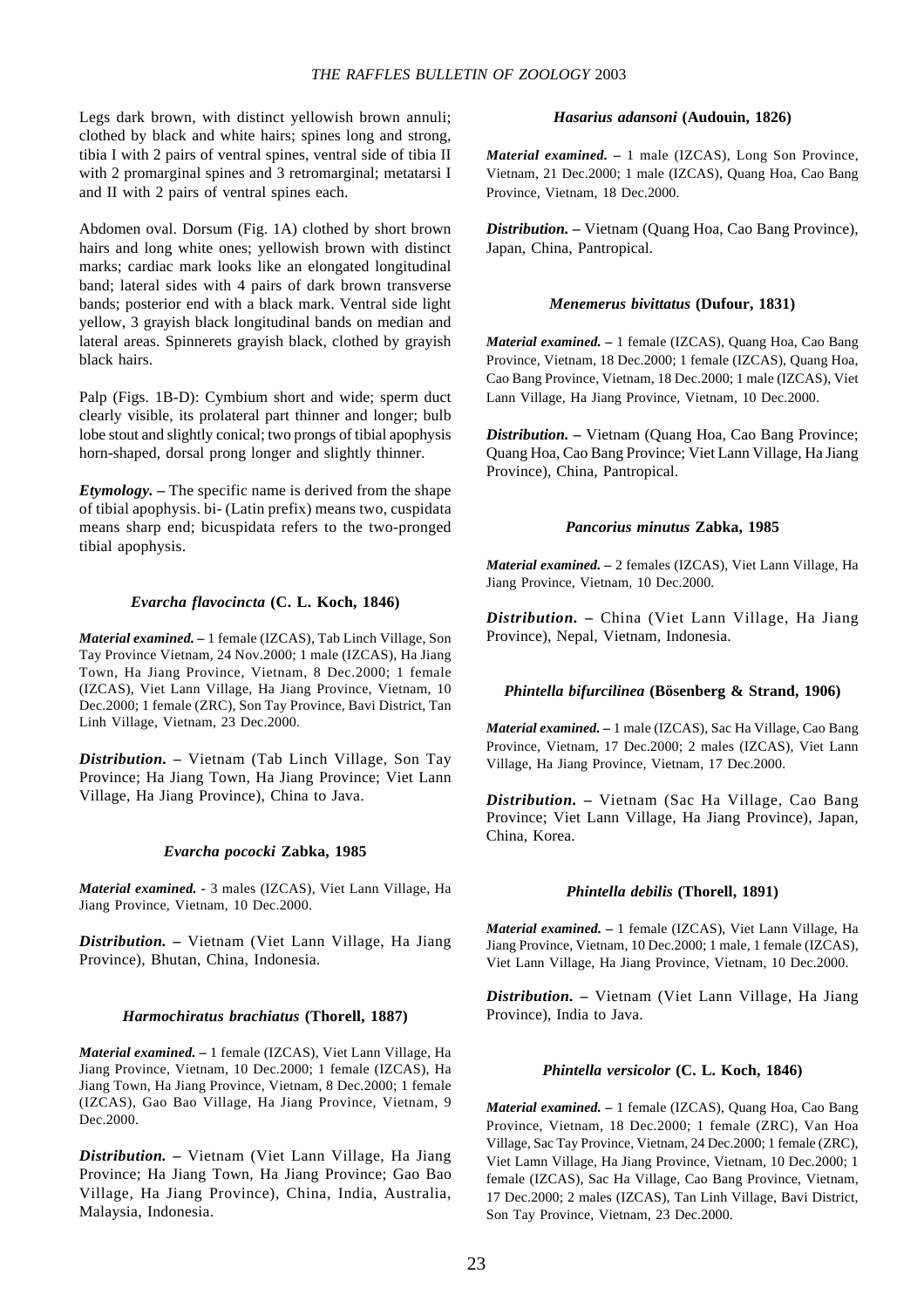Legs dark brown, with distinct yellowish brown annuli; clothed by black and white hairs; spines long and strong, tibia I with 2 pairs of vertical spines, ventral side of tibia II with 2 promarginal spines and 3 retromarginal; metatarsi I and II with 2 pairs of ventral spines each.

Abdomen oval. Dorsum (Fig. 1A) clothed by short brown hairs and long white ones; yellowish brown with distinct marks; cardiac mark looks like an elongated longitudinal band; lateral sides with 4 pairs of dark brown transverse bands; posterior end with a black mark. Ventral side light yellow, 3 grayish black longitudinal bands on median and lateral areas. Spinnerets grayish black, clothed by grayish black hairs.

Palp (Figs. 1B-D): Cymbium short and wide; sperm duct clearly visible, its prolateral part thinner and longer; bulb lobe stout and slightly conical; two prongs of tibial apophysis horn-shaped, dorsal prong longer and slightly thinner.

***Etymology.*** **–** The specific name is derived from the shape of tibial apophysis. bi- (Latin prefix) means two, cuspidata means sharp end; bicuspidata refers to the two-pronged tibial apophysis.

### *Evarcha flavocincta* (C. L. Koch, 1846)

***Material examined.*** **–** 1 female (IZCAS), Tab Linch Village, Son Tay Province Vietnam, 24 Nov.2000; 1 male (IZCAS), Ha Jiang Town, Ha Jiang Province, Vietnam, 8 Dec.2000; 1 female (IZCAS), Viet Lann Village, Ha Jiang Province, Vietnam, 10 Dec.2000; 1 female (ZRC), Son Tay Province, Bavi District, Tan Linh Village, Vietnam, 23 Dec.2000.

***Distribution.*** **–** Vietnam (Tab Linch Village, Son Tay Province; Ha Jiang Town, Ha Jiang Province; Viet Lann Village, Ha Jiang Province), China to Java.

### *Evarcha pococki* Zabka, 1985

***Material examined.*** **-** 3 males (IZCAS), Viet Lann Village, Ha Jiang Province, Vietnam, 10 Dec.2000.

***Distribution.*** **–** Vietnam (Viet Lann Village, Ha Jiang Province), Bhutan, China, Indonesia.

### *Harmochiratus brachiatus* (Thorell, 1887)

***Material examined.*** **–** 1 female (IZCAS), Viet Lann Village, Ha Jiang Province, Vietnam, 10 Dec.2000; 1 female (IZCAS), Ha Jiang Town, Ha Jiang Province, Vietnam, 8 Dec.2000; 1 female (IZCAS), Gao Bao Village, Ha Jiang Province, Vietnam, 9 Dec.2000.

***Distribution.*** **–** Vietnam (Viet Lann Village, Ha Jiang Province; Ha Jiang Town, Ha Jiang Province; Gao Bao Village, Ha Jiang Province), China, India, Australia, Malaysia, Indonesia.

### *Hasarius adansoni* (Audouin, 1826)

***Material examined.*** **–** 1 male (IZCAS), Long Son Province, Vietnam, 21 Dec.2000; 1 male (IZCAS), Quang Hoa, Cao Bang Province, Vietnam, 18 Dec.2000.

***Distribution.*** **–** Vietnam (Quang Hoa, Cao Bang Province), Japan, China, Pantropical.

### *Menemerus bivittatus* (Dufour, 1831)

***Material examined.*** **–** 1 female (IZCAS), Quang Hoa, Cao Bang Province, Vietnam, 18 Dec.2000; 1 female (IZCAS), Quang Hoa, Cao Bang Province, Vietnam, 18 Dec.2000; 1 male (IZCAS), Viet Lann Village, Ha Jiang Province, Vietnam, 10 Dec.2000.

***Distribution.*** **–** Vietnam (Quang Hoa, Cao Bang Province; Quang Hoa, Cao Bang Province; Viet Lann Village, Ha Jiang Province), China, Pantropical.

### *Pancorius minutus* Zabka, 1985

***Material examined.*** **–** 2 females (IZCAS), Viet Lann Village, Ha Jiang Province, Vietnam, 10 Dec.2000.

***Distribution.*** **–** China (Viet Lann Village, Ha Jiang Province), Nepal, Vietnam, Indonesia.

### *Phintella bifurcilinea* (Bösenberg & Strand, 1906)

***Material examined.*** **–** 1 male (IZCAS), Sac Ha Village, Cao Bang Province, Vietnam, 17 Dec.2000; 2 males (IZCAS), Viet Lann Village, Ha Jiang Province, Vietnam, 17 Dec.2000.

***Distribution.*** **–** Vietnam (Sac Ha Village, Cao Bang Province; Viet Lann Village, Ha Jiang Province), Japan, China, Korea.

### *Phintella debilis* (Thorell, 1891)

***Material examined.*** **–** 1 female (IZCAS), Viet Lann Village, Ha Jiang Province, Vietnam, 10 Dec.2000; 1 male, 1 female (IZCAS), Viet Lann Village, Ha Jiang Province, Vietnam, 10 Dec.2000.

***Distribution.*** **–** Vietnam (Viet Lann Village, Ha Jiang Province), India to Java.

### *Phintella versicolor* (C. L. Koch, 1846)

***Material examined.*** **–** 1 female (IZCAS), Quang Hoa, Cao Bang Province, Vietnam, 18 Dec.2000; 1 female (ZRC), Van Hoa Village, Sac Tay Province, Vietnam, 24 Dec.2000; 1 female (ZRC), Viet Lamn Village, Ha Jiang Province, Vietnam, 10 Dec.2000; 1 female (IZCAS), Sac Ha Village, Cao Bang Province, Vietnam, 17 Dec.2000; 2 males (IZCAS), Tan Linh Village, Bavi District, Son Tay Province, Vietnam, 23 Dec.2000.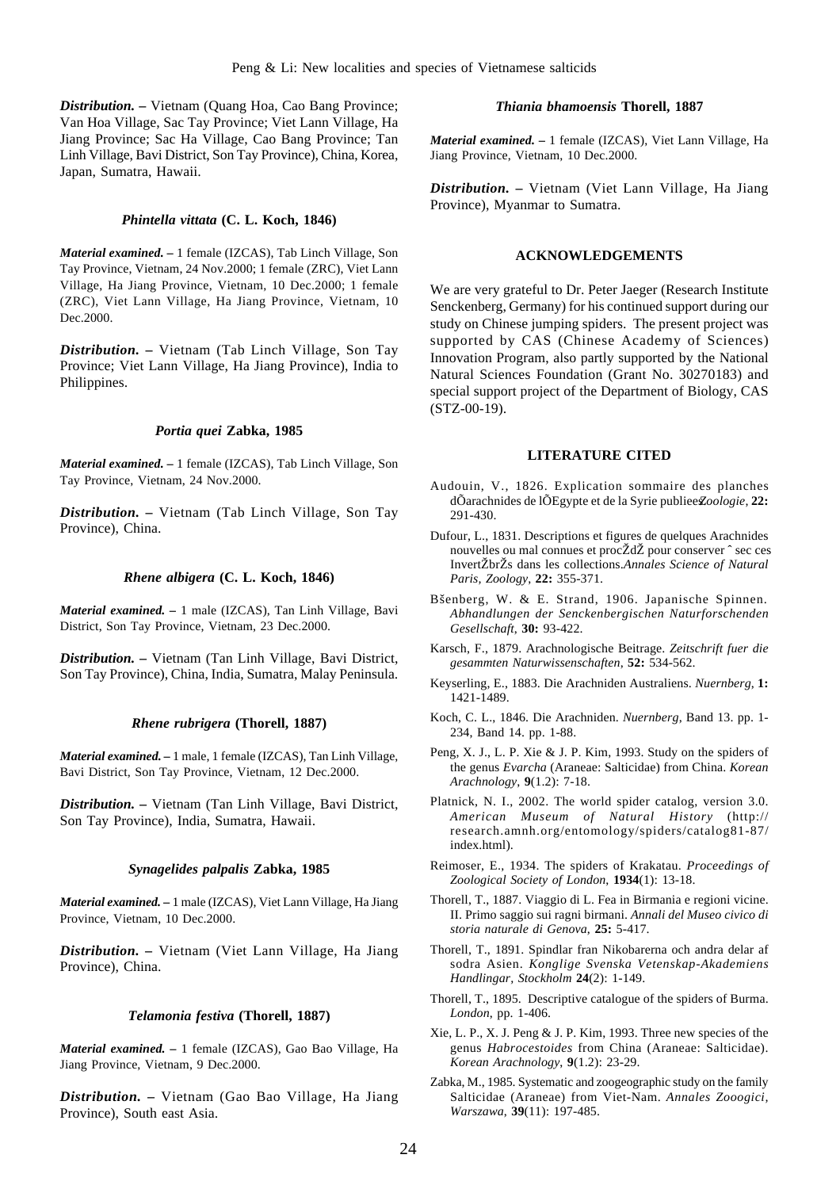***Distribution.*** **–** Vietnam (Quang Hoa, Cao Bang Province; Van Hoa Village, Sac Tay Province; Viet Lann Village, Ha Jiang Province; Sac Ha Village, Cao Bang Province; Tan Linh Village, Bavi District, Son Tay Province), China, Korea, Japan, Sumatra, Hawaii.

### *Phintella vittata* (C. L. Koch, 1846)

***Material examined.*** **–** 1 female (IZCAS), Tab Linch Village, Son Tay Province, Vietnam, 24 Nov.2000; 1 female (ZRC), Viet Lann Village, Ha Jiang Province, Vietnam, 10 Dec.2000; 1 female (ZRC), Viet Lann Village, Ha Jiang Province, Vietnam, 10 Dec.2000.

***Distribution.*** **–** Vietnam (Tab Linch Village, Son Tay Province; Viet Lann Village, Ha Jiang Province), India to Philippines.

### *Portia quei* Zabka, 1985

***Material examined.*** **–** 1 female (IZCAS), Tab Linch Village, Son Tay Province, Vietnam, 24 Nov.2000.

***Distribution.*** **–** Vietnam (Tab Linch Village, Son Tay Province), China.

### *Rhene albigera* (C. L. Koch, 1846)

***Material examined.*** **–** 1 male (IZCAS), Tan Linh Village, Bavi District, Son Tay Province, Vietnam, 23 Dec.2000.

***Distribution.*** **–** Vietnam (Tan Linh Village, Bavi District, Son Tay Province), China, India, Sumatra, Malay Peninsula.

### *Rhene rubrigera* (Thorell, 1887)

***Material examined.*** **–** 1 male, 1 female (IZCAS), Tan Linh Village, Bavi District, Son Tay Province, Vietnam, 12 Dec.2000.

***Distribution.*** **–** Vietnam (Tan Linh Village, Bavi District, Son Tay Province), India, Sumatra, Hawaii.

### *Synagelides palpalis* Zabka, 1985

***Material examined.*** **–** 1 male (IZCAS), Viet Lann Village, Ha Jiang Province, Vietnam, 10 Dec.2000.

***Distribution.*** **–** Vietnam (Viet Lann Village, Ha Jiang Province), China.

### *Telamonia festiva* (Thorell, 1887)

***Material examined.*** **–** 1 female (IZCAS), Gao Bao Village, Ha Jiang Province, Vietnam, 9 Dec.2000.

***Distribution.*** **–** Vietnam (Gao Bao Village, Ha Jiang Province), South east Asia.

### *Thiania bhamoensis* Thorell, 1887

***Material examined.*** **–** 1 female (IZCAS), Viet Lann Village, Ha Jiang Province, Vietnam, 10 Dec.2000.

***Distribution.*** **–** Vietnam (Viet Lann Village, Ha Jiang Province), Myanmar to Sumatra.

## ACKNOWLEDGEMENTS

We are very grateful to Dr. Peter Jaeger (Research Institute Senckenberg, Germany) for his continued support during our study on Chinese jumping spiders. The present project was supported by CAS (Chinese Academy of Sciences) Innovation Program, also partly supported by the National Natural Sciences Foundation (Grant No. 30270183) and special support project of the Department of Biology, CAS (STZ-00-19).

## LITERATURE CITED

Audouin, V., 1826. Explication sommaire des planches dÕarachnides de lÕEgypte et de la Syrie publiee. *Zoologie*, **22:** 291-430.

Dufour, L., 1831. Descriptions et figures de quelques Arachnides nouvelles ou mal connues et procŽdŽ pour conserver ˆ sec ces InvertŽbrŽs dans les collections. *Annales Science of Natural Paris, Zoology*, **22:** 355-371.

Bšenberg, W. & E. Strand, 1906. Japanische Spinnen. *Abhandlungen der Senckenbergischen Naturforschenden Gesellschaft*, **30:** 93-422.

Karsch, F., 1879. Arachnologische Beitrage. *Zeitschrift fuer die gesammten Naturwissenschaften*, **52:** 534-562.

Keyserling, E., 1883. Die Arachniden Australiens. *Nuernberg*, **1:** 1421-1489.

Koch, C. L., 1846. Die Arachniden. *Nuernberg*, Band 13. pp. 1-234, Band 14. pp. 1-88.

Peng, X. J., L. P. Xie & J. P. Kim, 1993. Study on the spiders of the genus *Evarcha* (Araneae: Salticidae) from China. *Korean Arachnology*, **9**(1.2): 7-18.

Platnick, N. I., 2002. The world spider catalog, version 3.0. *American Museum of Natural History* (http://research.amnh.org/entomology/spiders/catalog81-87/index.html).

Reimoser, E., 1934. The spiders of Krakatau. *Proceedings of Zoological Society of London*, **1934**(1): 13-18.

Thorell, T., 1887. Viaggio di L. Fea in Birmania e regioni vicine. II. Primo saggio sui ragni birmani. *Annali del Museo civico di storia naturale di Genova*, **25:** 5-417.

Thorell, T., 1891. Spindlar fran Nikobarerna och andra delar af sodra Asien. *Konglige Svenska Vetenskap-Akademiens Handlingar, Stockholm* **24**(2): 1-149.

Thorell, T., 1895. Descriptive catalogue of the spiders of Burma. *London*, pp. 1-406.

Xie, L. P., X. J. Peng & J. P. Kim, 1993. Three new species of the genus *Habrocestoides* from China (Araneae: Salticidae). *Korean Arachnology*, **9**(1.2): 23-29.

Zabka, M., 1985. Systematic and zoogeographic study on the family Salticidae (Araneae) from Viet-Nam. *Annales Zooogici, Warszawa*, **39**(11): 197-485.